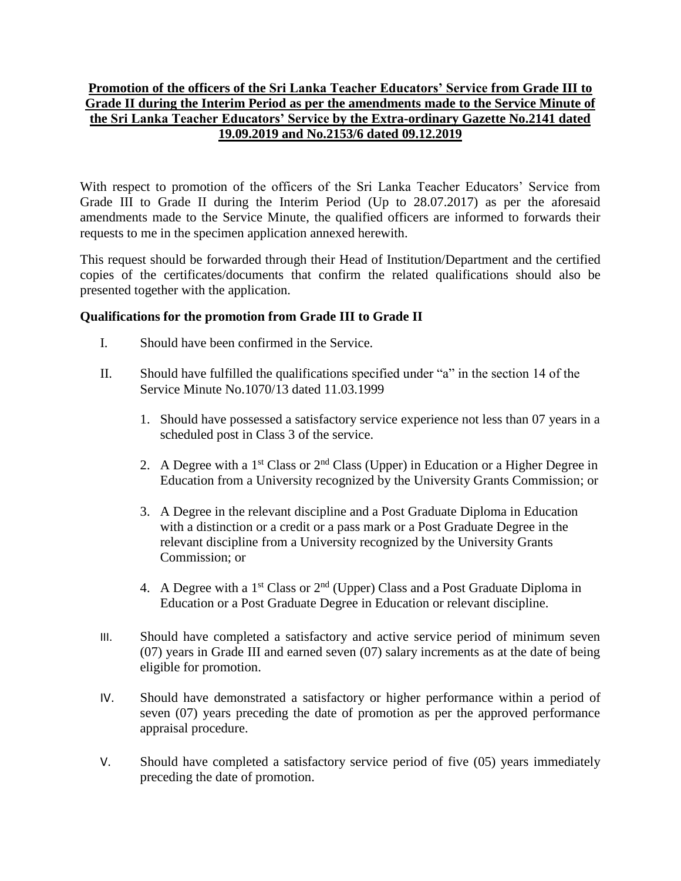**Promotion of the officers of the Sri Lanka Teacher Educators' Service from Grade III to Grade II during the Interim Period as per the amendments made to the Service Minute of the Sri Lanka Teacher Educators' Service by the Extra-ordinary Gazette No.2141 dated 19.09.2019 and No.2153/6 dated 09.12.2019**

With respect to promotion of the officers of the Sri Lanka Teacher Educators' Service from Grade III to Grade II during the Interim Period (Up to 28.07.2017) as per the aforesaid amendments made to the Service Minute, the qualified officers are informed to forwards their requests to me in the specimen application annexed herewith.

This request should be forwarded through their Head of Institution/Department and the certified copies of the certificates/documents that confirm the related qualifications should also be presented together with the application.

**Qualifications for the promotion from Grade III to Grade II**

I. Should have been confirmed in the Service.

II. Should have fulfilled the qualifications specified under "a" in the section 14 of the Service Minute No.1070/13 dated 11.03.1999

1. Should have possessed a satisfactory service experience not less than 07 years in a scheduled post in Class 3 of the service.
2. A Degree with a 1st Class or 2nd Class (Upper) in Education or a Higher Degree in Education from a University recognized by the University Grants Commission; or
3. A Degree in the relevant discipline and a Post Graduate Diploma in Education with a distinction or a credit or a pass mark or a Post Graduate Degree in the relevant discipline from a University recognized by the University Grants Commission; or
4. A Degree with a 1st Class or 2nd (Upper) Class and a Post Graduate Diploma in Education or a Post Graduate Degree in Education or relevant discipline.

III. Should have completed a satisfactory and active service period of minimum seven (07) years in Grade III and earned seven (07) salary increments as at the date of being eligible for promotion.

IV. Should have demonstrated a satisfactory or higher performance within a period of seven (07) years preceding the date of promotion as per the approved performance appraisal procedure.

V. Should have completed a satisfactory service period of five (05) years immediately preceding the date of promotion.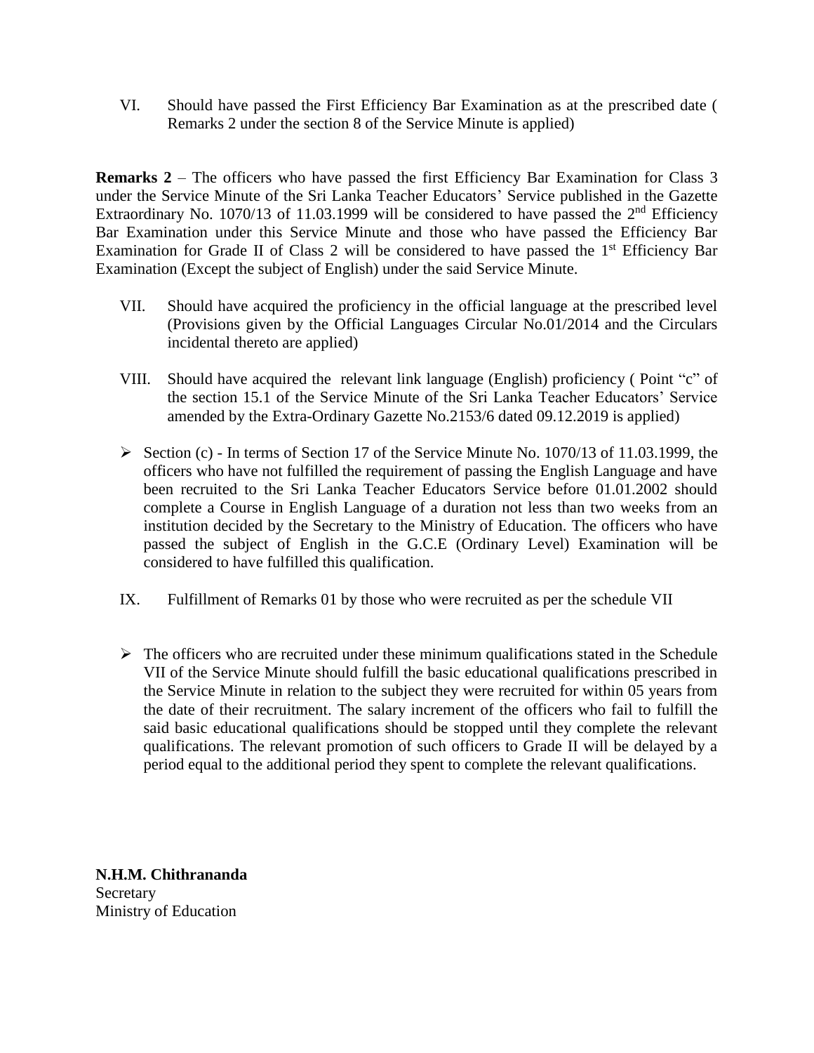VI. Should have passed the First Efficiency Bar Examination as at the prescribed date ( Remarks 2 under the section 8 of the Service Minute is applied)

**Remarks 2** – The officers who have passed the first Efficiency Bar Examination for Class 3 under the Service Minute of the Sri Lanka Teacher Educators' Service published in the Gazette Extraordinary No. 1070/13 of 11.03.1999 will be considered to have passed the 2nd Efficiency Bar Examination under this Service Minute and those who have passed the Efficiency Bar Examination for Grade II of Class 2 will be considered to have passed the 1st Efficiency Bar Examination (Except the subject of English) under the said Service Minute.

VII. Should have acquired the proficiency in the official language at the prescribed level (Provisions given by the Official Languages Circular No.01/2014 and the Circulars incidental thereto are applied)

VIII. Should have acquired the relevant link language (English) proficiency ( Point "c" of the section 15.1 of the Service Minute of the Sri Lanka Teacher Educators' Service amended by the Extra-Ordinary Gazette No.2153/6 dated 09.12.2019 is applied)

- Section (c) - In terms of Section 17 of the Service Minute No. 1070/13 of 11.03.1999, the officers who have not fulfilled the requirement of passing the English Language and have been recruited to the Sri Lanka Teacher Educators Service before 01.01.2002 should complete a Course in English Language of a duration not less than two weeks from an institution decided by the Secretary to the Ministry of Education. The officers who have passed the subject of English in the G.C.E (Ordinary Level) Examination will be considered to have fulfilled this qualification.

IX. Fulfillment of Remarks 01 by those who were recruited as per the schedule VII

- The officers who are recruited under these minimum qualifications stated in the Schedule VII of the Service Minute should fulfill the basic educational qualifications prescribed in the Service Minute in relation to the subject they were recruited for within 05 years from the date of their recruitment. The salary increment of the officers who fail to fulfill the said basic educational qualifications should be stopped until they complete the relevant qualifications. The relevant promotion of such officers to Grade II will be delayed by a period equal to the additional period they spent to complete the relevant qualifications.

**N.H.M. Chithrananda**
Secretary
Ministry of Education